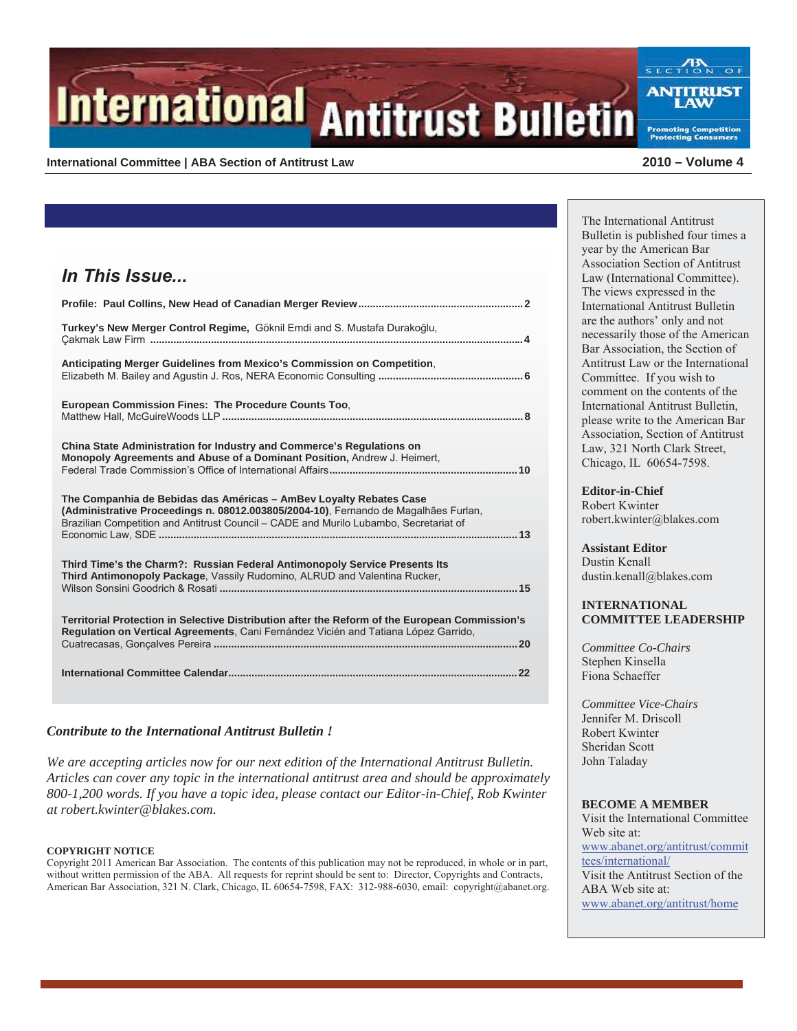# International Antitrust Bulletin

ABA SECTION OF ANTITRUST LAW — Promoting Competition, Protecting Consumers

**International Committee | ABA Section of Antitrust Law** — **2010 – Volume 4**

## In This Issue...

**Profile: Paul Collins, New Head of Canadian Merger Review** ........ 2

**Turkey's New Merger Control Regime,** Göknil Emdi and S. Mustafa Durakoğlu, Çakmak Law Firm ........ 4

**Anticipating Merger Guidelines from Mexico's Commission on Competition**, Elizabeth M. Bailey and Agustin J. Ros, NERA Economic Consulting ........ 6

**European Commission Fines: The Procedure Counts Too**, Matthew Hall, McGuireWoods LLP ........ 8

**China State Administration for Industry and Commerce's Regulations on Monopoly Agreements and Abuse of a Dominant Position,** Andrew J. Heimert, Federal Trade Commission's Office of International Affairs ........ 10

**The Companhia de Bebidas das Américas – AmBev Loyalty Rebates Case (Administrative Proceedings n. 08012.003805/2004-10)**, Fernando de Magalhães Furlan, Brazilian Competition and Antitrust Council – CADE and Murilo Lubambo, Secretariat of Economic Law, SDE ........ 13

**Third Time's the Charm?: Russian Federal Antimonopoly Service Presents Its Third Antimonopoly Package**, Vassily Rudomino, ALRUD and Valentina Rucker, Wilson Sonsini Goodrich & Rosati ........ 15

**Territorial Protection in Selective Distribution after the Reform of the European Commission's Regulation on Vertical Agreements**, Cani Fernández Vicién and Tatiana López Garrido, Cuatrecasas, Gonçalves Pereira ........ 20

**International Committee Calendar** ........ 22

***Contribute to the International Antitrust Bulletin !***

*We are accepting articles now for our next edition of the International Antitrust Bulletin. Articles can cover any topic in the international antitrust area and should be approximately 800-1,200 words. If you have a topic idea, please contact our Editor-in-Chief, Rob Kwinter at robert.kwinter@blakes.com.*

**COPYRIGHT NOTICE**

Copyright 2011 American Bar Association. The contents of this publication may not be reproduced, in whole or in part, without written permission of the ABA. All requests for reprint should be sent to: Director, Copyrights and Contracts, American Bar Association, 321 N. Clark, Chicago, IL 60654-7598, FAX: 312-988-6030, email: copyright@abanet.org.

---

The International Antitrust Bulletin is published four times a year by the American Bar Association Section of Antitrust Law (International Committee). The views expressed in the International Antitrust Bulletin are the authors' only and not necessarily those of the American Bar Association, the Section of Antitrust Law or the International Committee. If you wish to comment on the contents of the International Antitrust Bulletin, please write to the American Bar Association, Section of Antitrust Law, 321 North Clark Street, Chicago, IL 60654-7598.

**Editor-in-Chief**
Robert Kwinter
robert.kwinter@blakes.com

**Assistant Editor**
Dustin Kenall
dustin.kenall@blakes.com

**INTERNATIONAL COMMITTEE LEADERSHIP**

*Committee Co-Chairs*
Stephen Kinsella
Fiona Schaeffer

*Committee Vice-Chairs*
Jennifer M. Driscoll
Robert Kwinter
Sheridan Scott
John Taladay

**BECOME A MEMBER**

Visit the International Committee Web site at:
www.abanet.org/antitrust/committees/international/

Visit the Antitrust Section of the ABA Web site at:
www.abanet.org/antitrust/home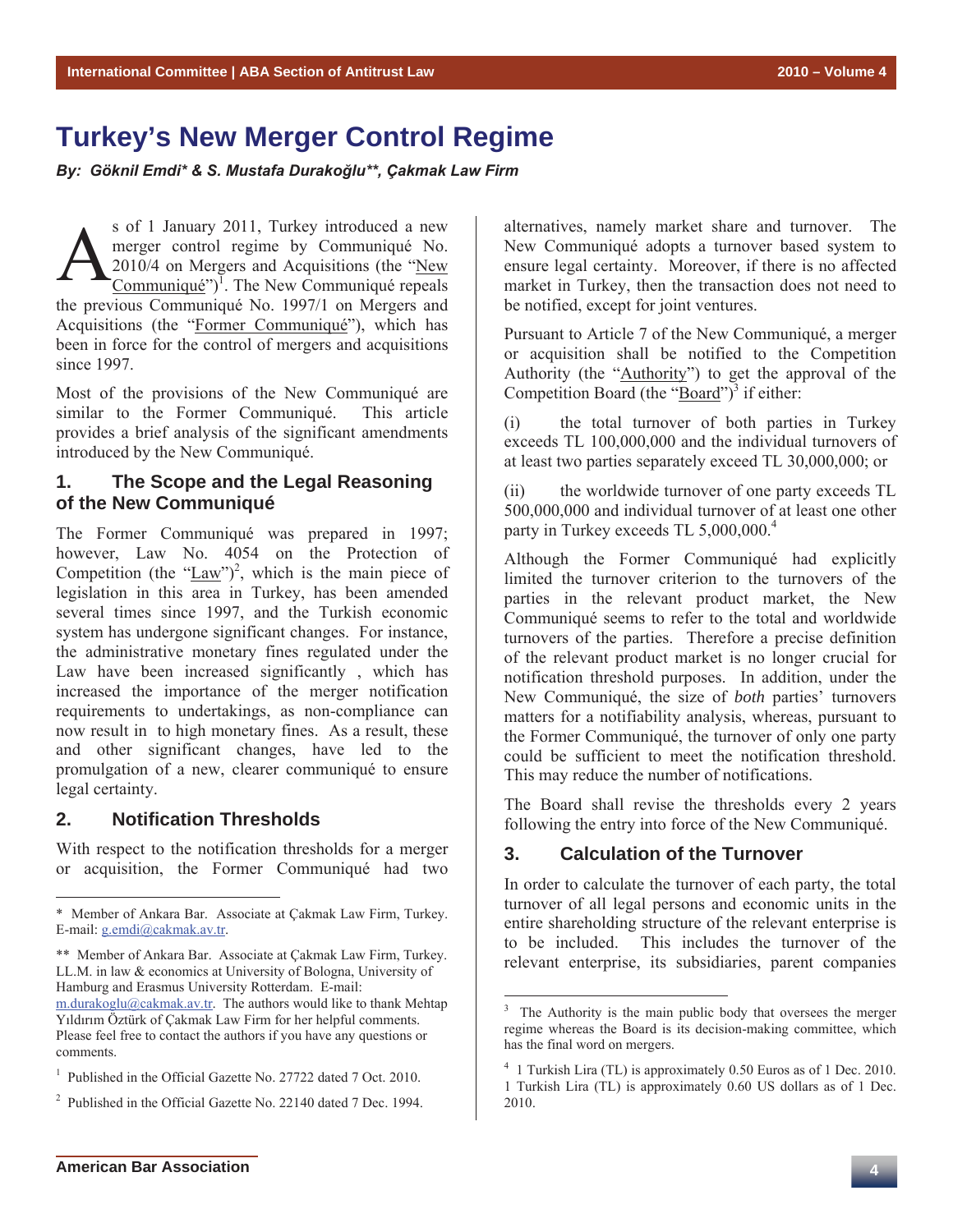# Turkey's New Merger Control Regime

***By: Göknil Emdi\* & S. Mustafa Durakoğlu\*\*, Çakmak Law Firm***

As of 1 January 2011, Turkey introduced a new merger control regime by Communiqué No. 2010/4 on Mergers and Acquisitions (the "New Communiqué")[1]. The New Communiqué repeals the previous Communiqué No. 1997/1 on Mergers and Acquisitions (the "Former Communiqué"), which has been in force for the control of mergers and acquisitions since 1997.

Most of the provisions of the New Communiqué are similar to the Former Communiqué. This article provides a brief analysis of the significant amendments introduced by the New Communiqué.

## 1. The Scope and the Legal Reasoning of the New Communiqué

The Former Communiqué was prepared in 1997; however, Law No. 4054 on the Protection of Competition (the "Law")[2], which is the main piece of legislation in this area in Turkey, has been amended several times since 1997, and the Turkish economic system has undergone significant changes. For instance, the administrative monetary fines regulated under the Law have been increased significantly , which has increased the importance of the merger notification requirements to undertakings, as non-compliance can now result in to high monetary fines. As a result, these and other significant changes, have led to the promulgation of a new, clearer communiqué to ensure legal certainty.

## 2. Notification Thresholds

With respect to the notification thresholds for a merger or acquisition, the Former Communiqué had two alternatives, namely market share and turnover. The New Communiqué adopts a turnover based system to ensure legal certainty. Moreover, if there is no affected market in Turkey, then the transaction does not need to be notified, except for joint ventures.

Pursuant to Article 7 of the New Communiqué, a merger or acquisition shall be notified to the Competition Authority (the "Authority") to get the approval of the Competition Board (the "Board")[3] if either:

(i) the total turnover of both parties in Turkey exceeds TL 100,000,000 and the individual turnovers of at least two parties separately exceed TL 30,000,000; or

(ii) the worldwide turnover of one party exceeds TL 500,000,000 and individual turnover of at least one other party in Turkey exceeds TL 5,000,000.[4]

Although the Former Communiqué had explicitly limited the turnover criterion to the turnovers of the parties in the relevant product market, the New Communiqué seems to refer to the total and worldwide turnovers of the parties. Therefore a precise definition of the relevant product market is no longer crucial for notification threshold purposes. In addition, under the New Communiqué, the size of *both* parties' turnovers matters for a notifiability analysis, whereas, pursuant to the Former Communiqué, the turnover of only one party could be sufficient to meet the notification threshold. This may reduce the number of notifications.

The Board shall revise the thresholds every 2 years following the entry into force of the New Communiqué.

## 3. Calculation of the Turnover

In order to calculate the turnover of each party, the total turnover of all legal persons and economic units in the entire shareholding structure of the relevant enterprise is to be included. This includes the turnover of the relevant enterprise, its subsidiaries, parent companies

---

\* Member of Ankara Bar. Associate at Çakmak Law Firm, Turkey. E-mail: g.emdi@cakmak.av.tr.

\*\* Member of Ankara Bar. Associate at Çakmak Law Firm, Turkey. LL.M. in law & economics at University of Bologna, University of Hamburg and Erasmus University Rotterdam. E-mail: m.durakoglu@cakmak.av.tr. The authors would like to thank Mehtap Yıldırım Öztürk of Çakmak Law Firm for her helpful comments. Please feel free to contact the authors if you have any questions or comments.

[1] Published in the Official Gazette No. 27722 dated 7 Oct. 2010.

[2] Published in the Official Gazette No. 22140 dated 7 Dec. 1994.

[3] The Authority is the main public body that oversees the merger regime whereas the Board is its decision-making committee, which has the final word on mergers.

[4] 1 Turkish Lira (TL) is approximately 0.50 Euros as of 1 Dec. 2010. 1 Turkish Lira (TL) is approximately 0.60 US dollars as of 1 Dec. 2010.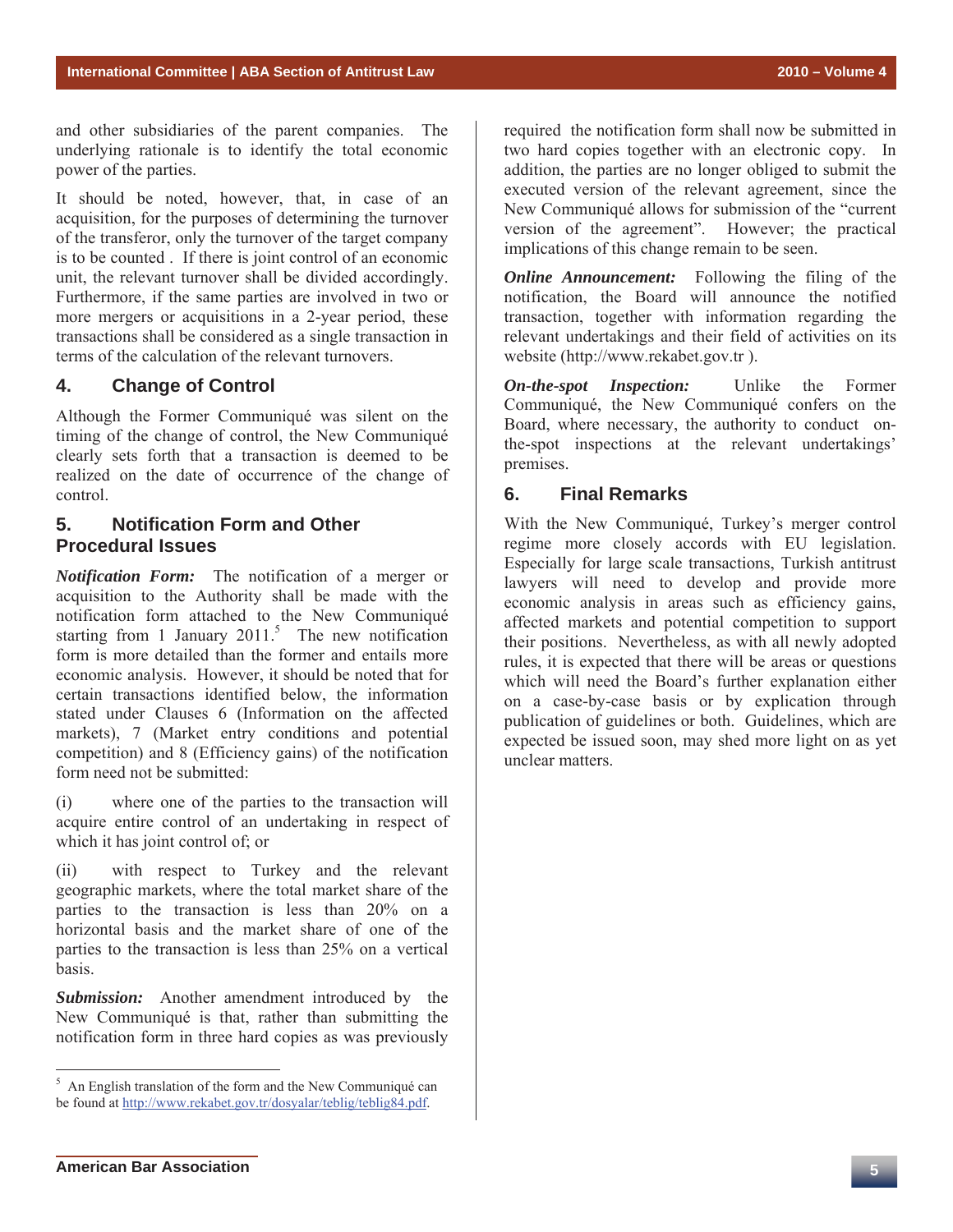and other subsidiaries of the parent companies. The underlying rationale is to identify the total economic power of the parties.

It should be noted, however, that, in case of an acquisition, for the purposes of determining the turnover of the transferor, only the turnover of the target company is to be counted . If there is joint control of an economic unit, the relevant turnover shall be divided accordingly. Furthermore, if the same parties are involved in two or more mergers or acquisitions in a 2-year period, these transactions shall be considered as a single transaction in terms of the calculation of the relevant turnovers.

## 4. Change of Control

Although the Former Communiqué was silent on the timing of the change of control, the New Communiqué clearly sets forth that a transaction is deemed to be realized on the date of occurrence of the change of control.

## 5. Notification Form and Other Procedural Issues

***Notification Form:*** The notification of a merger or acquisition to the Authority shall be made with the notification form attached to the New Communiqué starting from 1 January 2011.[5] The new notification form is more detailed than the former and entails more economic analysis. However, it should be noted that for certain transactions identified below, the information stated under Clauses 6 (Information on the affected markets), 7 (Market entry conditions and potential competition) and 8 (Efficiency gains) of the notification form need not be submitted:

(i) where one of the parties to the transaction will acquire entire control of an undertaking in respect of which it has joint control of; or

(ii) with respect to Turkey and the relevant geographic markets, where the total market share of the parties to the transaction is less than 20% on a horizontal basis and the market share of one of the parties to the transaction is less than 25% on a vertical basis.

***Submission:*** Another amendment introduced by the New Communiqué is that, rather than submitting the notification form in three hard copies as was previously required the notification form shall now be submitted in two hard copies together with an electronic copy. In addition, the parties are no longer obliged to submit the executed version of the relevant agreement, since the New Communiqué allows for submission of the "current version of the agreement". However; the practical implications of this change remain to be seen.

***Online Announcement:*** Following the filing of the notification, the Board will announce the notified transaction, together with information regarding the relevant undertakings and their field of activities on its website (http://www.rekabet.gov.tr ).

***On-the-spot Inspection:*** Unlike the Former Communiqué, the New Communiqué confers on the Board, where necessary, the authority to conduct on-the-spot inspections at the relevant undertakings' premises.

## 6. Final Remarks

With the New Communiqué, Turkey's merger control regime more closely accords with EU legislation. Especially for large scale transactions, Turkish antitrust lawyers will need to develop and provide more economic analysis in areas such as efficiency gains, affected markets and potential competition to support their positions. Nevertheless, as with all newly adopted rules, it is expected that there will be areas or questions which will need the Board's further explanation either on a case-by-case basis or by explication through publication of guidelines or both. Guidelines, which are expected be issued soon, may shed more light on as yet unclear matters.

---

[5] An English translation of the form and the New Communiqué can be found at http://www.rekabet.gov.tr/dosyalar/teblig/teblig84.pdf.